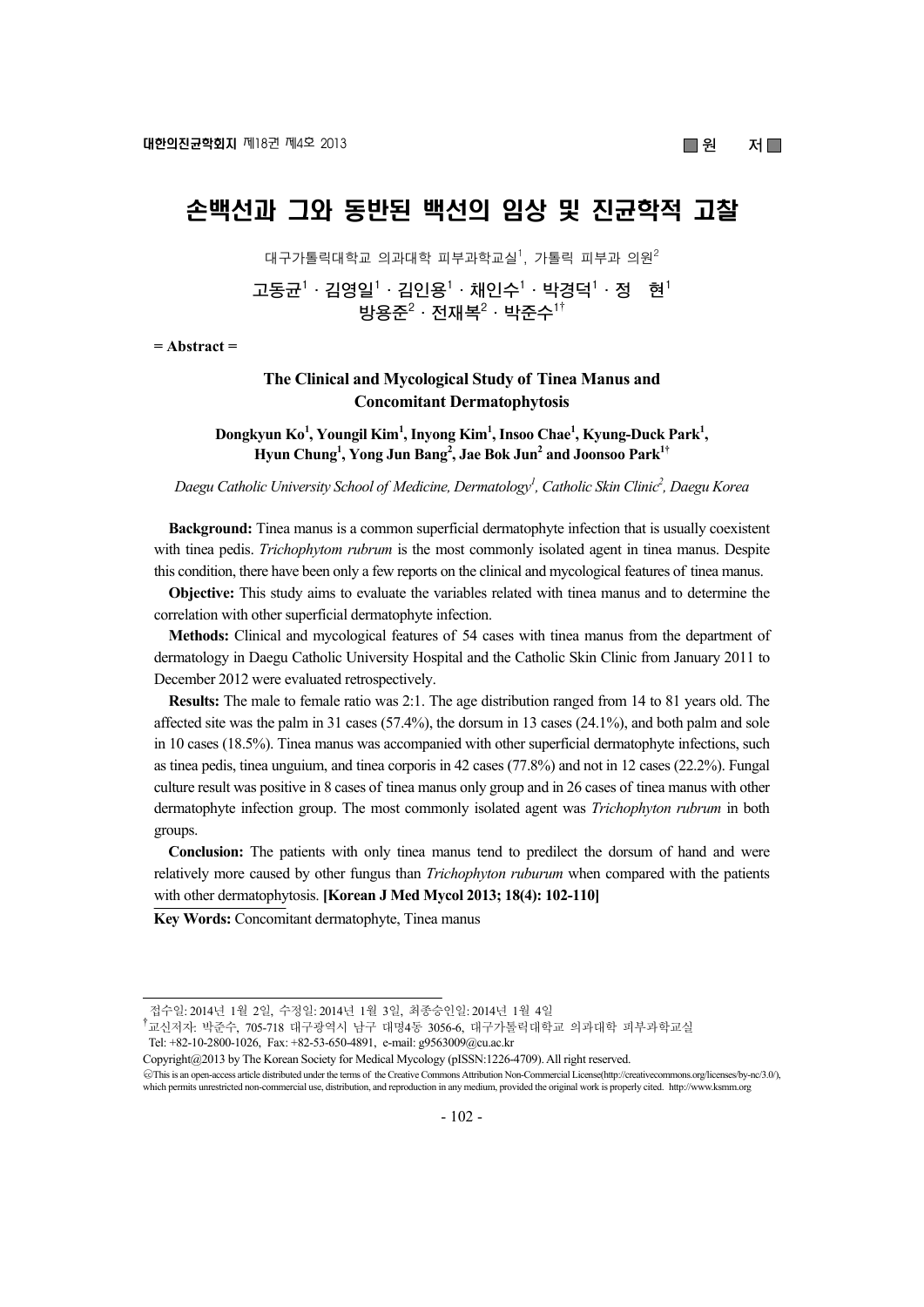■ 원 저 ■

# 손백선과 그와 동반된 백선의 임상 및 진균학적 고찰

대구가톨릭대학교 의과대학 피부과학교실[1], 가톨릭 피부과 의원[2]

고동균[1] · 김영일[1] · 김인용[1] · 채인수[1] · 박경덕[1] · 정 현[1]
방용준[2] · 전재복[2] · 박준수[1†]

= Abstract =

## The Clinical and Mycological Study of Tinea Manus and Concomitant Dermatophytosis

**Dongkyun Ko[1], Youngil Kim[1], Inyong Kim[1], Insoo Chae[1], Kyung-Duck Park[1], Hyun Chung[1], Yong Jun Bang[2], Jae Bok Jun[2] and Joonsoo Park[1†]**

*Daegu Catholic University School of Medicine, Dermatology[1], Catholic Skin Clinic[2], Daegu Korea*

**Background:** Tinea manus is a common superficial dermatophyte infection that is usually coexistent with tinea pedis. *Trichophytom rubrum* is the most commonly isolated agent in tinea manus. Despite this condition, there have been only a few reports on the clinical and mycological features of tinea manus.

**Objective:** This study aims to evaluate the variables related with tinea manus and to determine the correlation with other superficial dermatophyte infection.

**Methods:** Clinical and mycological features of 54 cases with tinea manus from the department of dermatology in Daegu Catholic University Hospital and the Catholic Skin Clinic from January 2011 to December 2012 were evaluated retrospectively.

**Results:** The male to female ratio was 2:1. The age distribution ranged from 14 to 81 years old. The affected site was the palm in 31 cases (57.4%), the dorsum in 13 cases (24.1%), and both palm and sole in 10 cases (18.5%). Tinea manus was accompanied with other superficial dermatophyte infections, such as tinea pedis, tinea unguium, and tinea corporis in 42 cases (77.8%) and not in 12 cases (22.2%). Fungal culture result was positive in 8 cases of tinea manus only group and in 26 cases of tinea manus with other dermatophyte infection group. The most commonly isolated agent was *Trichophyton rubrum* in both groups.

**Conclusion:** The patients with only tinea manus tend to predilect the dorsum of hand and were relatively more caused by other fungus than *Trichophyton ruburum* when compared with the patients with other dermatophytosis. **[Korean J Med Mycol 2013; 18(4): 102-110]**

**Key Words:** Concomitant dermatophyte, Tinea manus

---

접수일: 2014년 1월 2일, 수정일: 2014년 1월 3일, 최종승인일: 2014년 1월 4일

†교신저자: 박준수, 705-718 대구광역시 남구 대명4동 3056-6, 대구가톨릭대학교 의과대학 피부과학교실
Tel: +82-10-2800-1026, Fax: +82-53-650-4891, e-mail: g9563009@cu.ac.kr

Copyright@2013 by The Korean Society for Medical Mycology (pISSN:1226-4709). All right reserved.

㉢This is an open-access article distributed under the terms of the Creative Commons Attribution Non-Commercial License(http://creativecommons.org/licenses/by-nc/3.0/), which permits unrestricted non-commercial use, distribution, and reproduction in any medium, provided the original work is properly cited. http://www.ksmm.org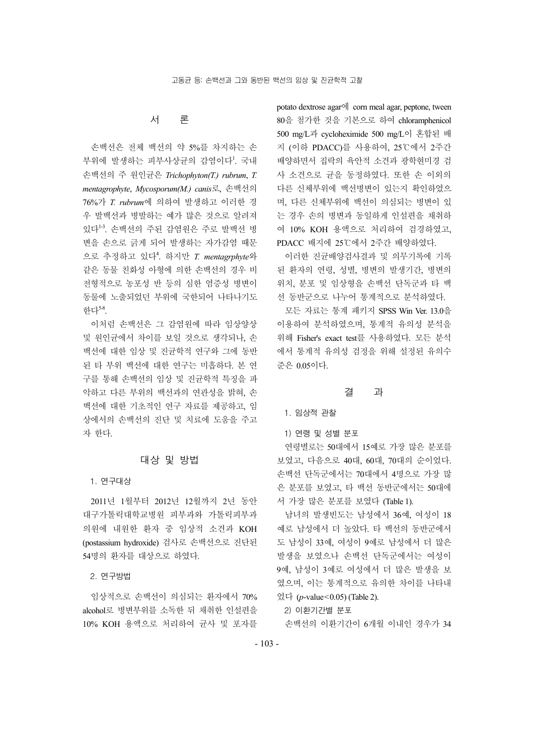## 서 론

손백선은 전체 백선의 약 5%를 차지하는 손 부위에 발생하는 피부사상균의 감염이다[1]. 국내 손백선의 주 원인균은 *Trichophyton(T.) rubrum*, *T. mentagrophyte*, *Mycosporum(M.) canis*로, 손백선의 76%가 *T. rubrum*에 의하여 발생하고 이러한 경우 발백선과 병발하는 예가 많은 것으로 알려져 있다[1-3]. 손백선의 주된 감염원은 주로 발백선 병변을 손으로 긁게 되어 발생하는 자가감염 때문으로 추정하고 있다[4]. 하지만 *T. mentagrphyte*와 같은 동물 친화성 아형에 의한 손백선의 경우 비전형적으로 농포성 반 등의 심한 염증성 병변이 동물에 노출되었던 부위에 국한되어 나타나기도 한다[5-8].

이처럼 손백선은 그 감염원에 따라 임상양상 및 원인균에서 차이를 보일 것으로 생각되나, 손백선에 대한 임상 및 진균학적 연구와 그에 동반된 타 부위 백선에 대한 연구는 미흡하다. 본 연구를 통해 손백선의 임상 및 진균학적 특징을 파악하고 다른 부위의 백선과의 연관성을 밝혀, 손백선에 대한 기초적인 연구 자료를 제공하고, 임상에서의 손백선의 진단 및 치료에 도움을 주고자 한다.

## 대상 및 방법

### 1. 연구대상

2011년 1월부터 2012년 12월까지 2년 동안 대구가톨릭대학교병원 피부과와 가톨릭피부과 의원에 내원한 환자 중 임상적 소견과 KOH (postassium hydroxide) 검사로 손백선으로 진단된 54명의 환자를 대상으로 하였다.

### 2. 연구방법

임상적으로 손백선이 의심되는 환자에서 70% alcohol로 병변부위를 소독한 뒤 채취한 인설편을 10% KOH 용액으로 처리하여 균사 및 포자를 potato dextrose agar에 corn meal agar, peptone, tween 80을 첨가한 것을 기본으로 하여 chloramphenicol 500 mg/L과 cycloheximide 500 mg/L이 혼합된 배지 (이하 PDACC)를 사용하여, 25℃에서 2주간 배양하면서 집락의 육안적 소견과 광학현미경 검사 소견으로 균을 동정하였다. 또한 손 이외의 다른 신체부위에 백선병변이 있는지 확인하였으며, 다른 신체부위에 백선이 의심되는 병변이 있는 경우 손의 병변과 동일하게 인설편을 채취하여 10% KOH 용액으로 처리하여 검경하였고, PDACC 배지에 25℃에서 2주간 배양하였다.

이러한 진균배양검사결과 및 의무기록에 기록된 환자의 연령, 성별, 병변의 발생기간, 병변의 위치, 분포 및 임상형을 손백선 단독군과 타 백선 동반군으로 나누어 통계적으로 분석하였다.

모든 자료는 통계 패키지 SPSS Win Ver. 13.0을 이용하여 분석하였으며, 통계적 유의성 분석을 위해 Fisher's exact test를 사용하였다. 모든 분석에서 통계적 유의성 검정을 위해 설정된 유의수준은 0.05이다.

## 결 과

### 1. 임상적 관찰

#### 1) 연령 및 성별 분포

연령별로는 50대에서 15예로 가장 많은 분포를 보였고, 다음으로 40대, 60대, 70대의 순이었다. 손백선 단독군에서는 70대에서 4명으로 가장 많은 분포를 보였고, 타 백선 동반군에서는 50대에서 가장 많은 분포를 보였다 (Table 1).

남녀의 발생빈도는 남성에서 36예, 여성이 18예로 남성에서 더 높았다. 타 백선의 동반군에서도 남성이 33예, 여성이 9예로 남성에서 더 많은 발생을 보였으나 손백선 단독군에서는 여성이 9예, 남성이 3예로 여성에서 더 많은 발생을 보였으며, 이는 통계적으로 유의한 차이를 나타내었다 ($p$-value$<0.05$) (Table 2).

#### 2) 이환기간별 분포

손백선의 이환기간이 6개월 이내인 경우가 34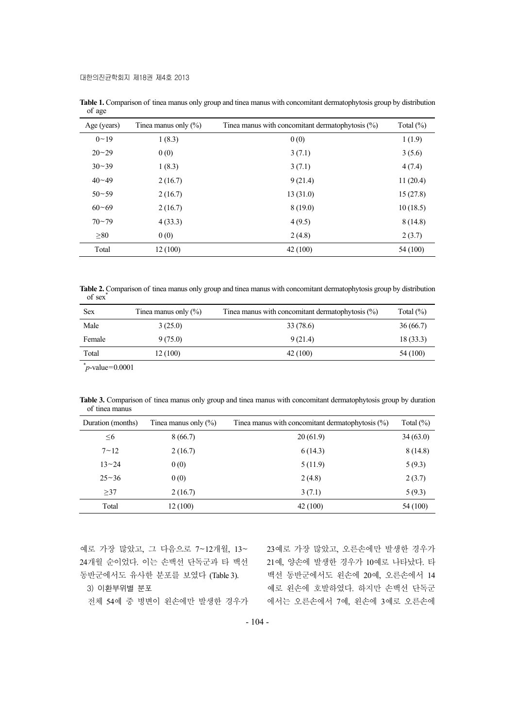**Table 1.** Comparison of tinea manus only group and tinea manus with concomitant dermatophytosis group by distribution of age

| Age (years) | Tinea manus only (%) | Tinea manus with concomitant dermatophytosis (%) | Total (%) |
|---|---|---|---|
| 0~19 | 1 (8.3) | 0 (0) | 1 (1.9) |
| 20~29 | 0 (0) | 3 (7.1) | 3 (5.6) |
| 30~39 | 1 (8.3) | 3 (7.1) | 4 (7.4) |
| 40~49 | 2 (16.7) | 9 (21.4) | 11 (20.4) |
| 50~59 | 2 (16.7) | 13 (31.0) | 15 (27.8) |
| 60~69 | 2 (16.7) | 8 (19.0) | 10 (18.5) |
| 70~79 | 4 (33.3) | 4 (9.5) | 8 (14.8) |
| ≥80 | 0 (0) | 2 (4.8) | 2 (3.7) |
| Total | 12 (100) | 42 (100) | 54 (100) |

**Table 2.** Comparison of tinea manus only group and tinea manus with concomitant dermatophytosis group by distribution of sex*

| Sex | Tinea manus only (%) | Tinea manus with concomitant dermatophytosis (%) | Total (%) |
|---|---|---|---|
| Male | 3 (25.0) | 33 (78.6) | 36 (66.7) |
| Female | 9 (75.0) | 9 (21.4) | 18 (33.3) |
| Total | 12 (100) | 42 (100) | 54 (100) |

*$p$-value=0.0001

**Table 3.** Comparison of tinea manus only group and tinea manus with concomitant dermatophytosis group by duration of tinea manus

| Duration (months) | Tinea manus only (%) | Tinea manus with concomitant dermatophytosis (%) | Total (%) |
|---|---|---|---|
| ≤6 | 8 (66.7) | 20 (61.9) | 34 (63.0) |
| 7~12 | 2 (16.7) | 6 (14.3) | 8 (14.8) |
| 13~24 | 0 (0) | 5 (11.9) | 5 (9.3) |
| 25~36 | 0 (0) | 2 (4.8) | 2 (3.7) |
| ≥37 | 2 (16.7) | 3 (7.1) | 5 (9.3) |
| Total | 12 (100) | 42 (100) | 54 (100) |

예로 가장 많았고, 그 다음으로 7~12개월, 13~24개월 순이었다. 이는 손백선 단독군과 타 백선 동반군에서도 유사한 분포를 보였다 (Table 3).

3) 이환부위별 분포

전체 54예 중 병변이 왼손에만 발생한 경우가 23예로 가장 많았고, 오른손에만 발생한 경우가 21예, 양손에 발생한 경우가 10예로 나타났다. 타 백선 동반군에서도 왼손에 20예, 오른손에서 14예로 왼손에 호발하였다. 하지만 손백선 단독군에서는 오른손에서 7예, 왼손에 3예로 오른손에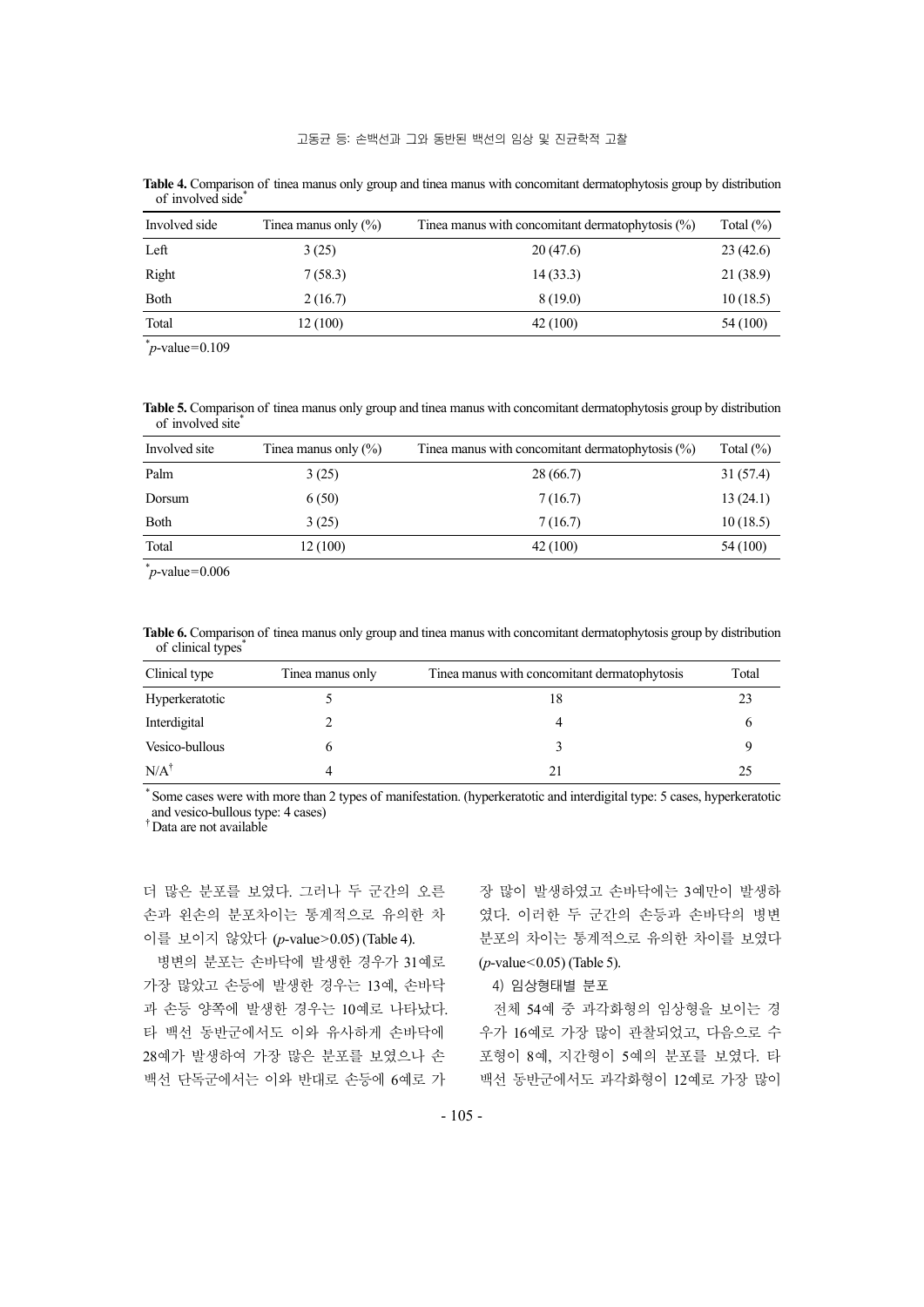**Table 4.** Comparison of tinea manus only group and tinea manus with concomitant dermatophytosis group by distribution of involved side*

| Involved side | Tinea manus only (%) | Tinea manus with concomitant dermatophytosis (%) | Total (%) |
|---|---|---|---|
| Left | 3 (25) | 20 (47.6) | 23 (42.6) |
| Right | 7 (58.3) | 14 (33.3) | 21 (38.9) |
| Both | 2 (16.7) | 8 (19.0) | 10 (18.5) |
| Total | 12 (100) | 42 (100) | 54 (100) |

*$p$-value=0.109

**Table 5.** Comparison of tinea manus only group and tinea manus with concomitant dermatophytosis group by distribution of involved site*

| Involved site | Tinea manus only (%) | Tinea manus with concomitant dermatophytosis (%) | Total (%) |
|---|---|---|---|
| Palm | 3 (25) | 28 (66.7) | 31 (57.4) |
| Dorsum | 6 (50) | 7 (16.7) | 13 (24.1) |
| Both | 3 (25) | 7 (16.7) | 10 (18.5) |
| Total | 12 (100) | 42 (100) | 54 (100) |

*$p$-value=0.006

**Table 6.** Comparison of tinea manus only group and tinea manus with concomitant dermatophytosis group by distribution of clinical types*

| Clinical type | Tinea manus only | Tinea manus with concomitant dermatophytosis | Total |
|---|---|---|---|
| Hyperkeratotic | 5 | 18 | 23 |
| Interdigital | 2 | 4 | 6 |
| Vesico-bullous | 6 | 3 | 9 |
| N/A† | 4 | 21 | 25 |

*Some cases were with more than 2 types of manifestation. (hyperkeratotic and interdigital type: 5 cases, hyperkeratotic and vesico-bullous type: 4 cases)
†Data are not available

더 많은 분포를 보였다. 그러나 두 군간의 오른손과 왼손의 분포차이는 통계적으로 유의한 차이를 보이지 않았다 ($p$-value>0.05) (Table 4).

병변의 분포는 손바닥에 발생한 경우가 31예로 가장 많았고 손등에 발생한 경우는 13예, 손바닥과 손등 양쪽에 발생한 경우는 10예로 나타났다. 타 백선 동반군에서도 이와 유사하게 손바닥에 28예가 발생하여 가장 많은 분포를 보였으나 손백선 단독군에서는 이와 반대로 손등에 6예로 가장 많이 발생하였고 손바닥에는 3예만이 발생하였다. 이러한 두 군간의 손등과 손바닥의 병변 분포의 차이는 통계적으로 유의한 차이를 보였다 ($p$-value<0.05) (Table 5).

4) 임상형태별 분포

전체 54예 중 과각화형의 임상형을 보이는 경우가 16예로 가장 많이 관찰되었고, 다음으로 수포형이 8예, 지간형이 5예의 분포를 보였다. 타 백선 동반군에서도 과각화형이 12예로 가장 많이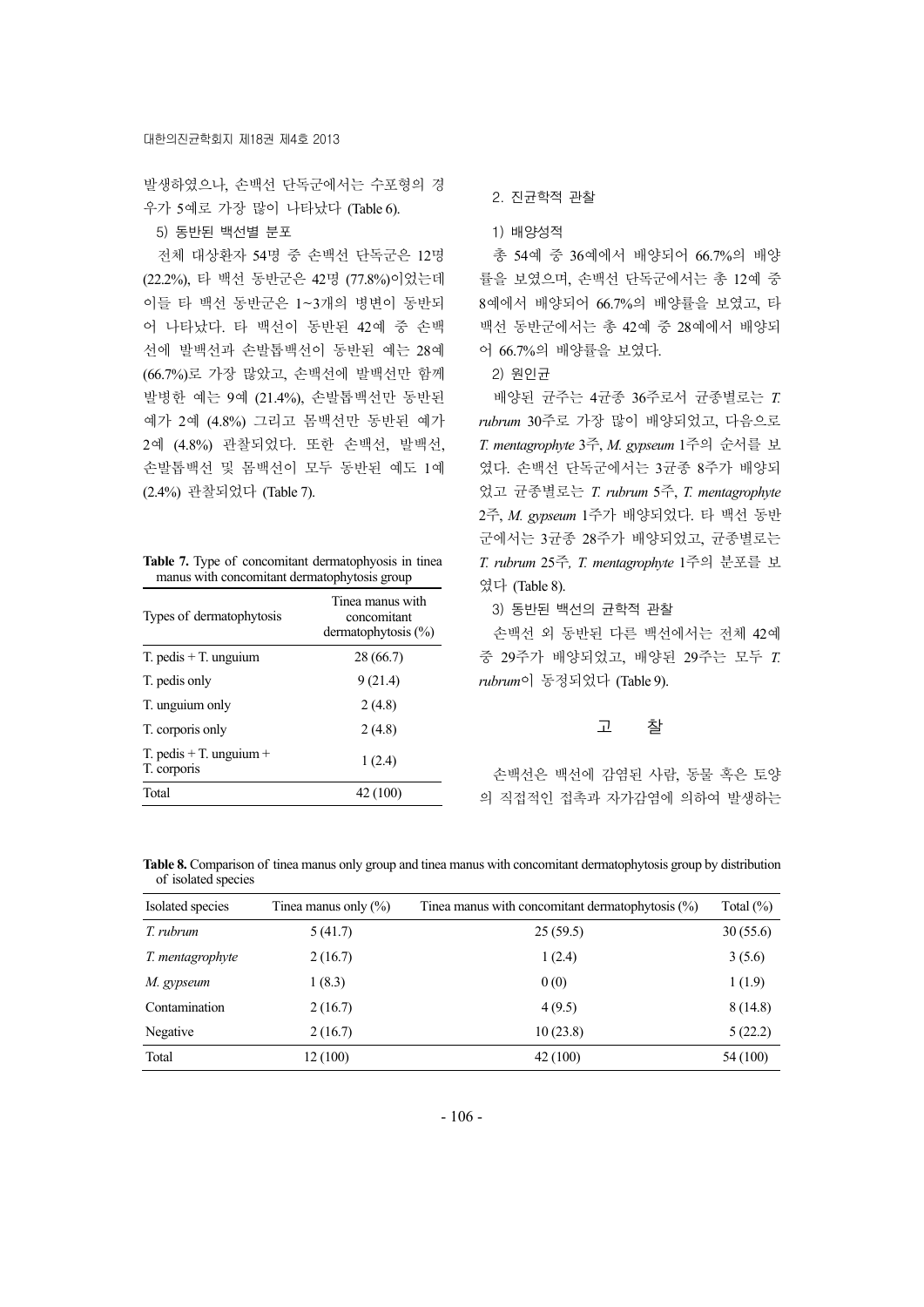발생하였으나, 손백선 단독군에서는 수포형의 경우가 5예로 가장 많이 나타났다 (Table 6).

5) 동반된 백선별 분포

전체 대상환자 54명 중 손백선 단독군은 12명 (22.2%), 타 백선 동반군은 42명 (77.8%)이었는데 이들 타 백선 동반군은 1~3개의 병변이 동반되어 나타났다. 타 백선이 동반된 42예 중 손백선에 발백선과 손발톱백선이 동반된 예는 28예 (66.7%)로 가장 많았고, 손백선에 발백선만 함께 발병한 예는 9예 (21.4%), 손발톱백선만 동반된 예가 2예 (4.8%) 그리고 몸백선만 동반된 예가 2예 (4.8%) 관찰되었다. 또한 손백선, 발백선, 손발톱백선 및 몸백선이 모두 동반된 예도 1예 (2.4%) 관찰되었다 (Table 7).

**Table 7.** Type of concomitant dermatophyosis in tinea manus with concomitant dermatophytosis group

| Types of dermatophytosis | Tinea manus with concomitant dermatophytosis (%) |
|---|---|
| T. pedis + T. unguium | 28 (66.7) |
| T. pedis only | 9 (21.4) |
| T. unguium only | 2 (4.8) |
| T. corporis only | 2 (4.8) |
| T. pedis + T. unguium + T. corporis | 1 (2.4) |
| Total | 42 (100) |

2. 진균학적 관찰

1) 배양성적

총 54예 중 36예에서 배양되어 66.7%의 배양률을 보였으며, 손백선 단독군에서는 총 12예 중 8예에서 배양되어 66.7%의 배양률을 보였고, 타 백선 동반군에서는 총 42예 중 28예에서 배양되어 66.7%의 배양률을 보였다.

2) 원인균

배양된 균주는 4균종 36주로서 균종별로는 *T. rubrum* 30주로 가장 많이 배양되었고, 다음으로 *T. mentagrophyte* 3주, *M. gypseum* 1주의 순서를 보였다. 손백선 단독군에서는 3균종 8주가 배양되었고 균종별로는 *T. rubrum* 5주, *T. mentagrophyte* 2주, *M. gypseum* 1주가 배양되었다. 타 백선 동반군에서는 3균종 28주가 배양되었고, 균종별로는 *T. rubrum* 25주, *T. mentagrophyte* 1주의 분포를 보였다 (Table 8).

3) 동반된 백선의 균학적 관찰

손백선 외 동반된 다른 백선에서는 전체 42예 중 29주가 배양되었고, 배양된 29주는 모두 *T. rubrum*이 동정되었다 (Table 9).

## 고 찰

손백선은 백선에 감염된 사람, 동물 혹은 토양의 직접적인 접촉과 자가감염에 의하여 발생하는

**Table 8.** Comparison of tinea manus only group and tinea manus with concomitant dermatophytosis group by distribution of isolated species

| Isolated species | Tinea manus only (%) | Tinea manus with concomitant dermatophytosis (%) | Total (%) |
|---|---|---|---|
| *T. rubrum* | 5 (41.7) | 25 (59.5) | 30 (55.6) |
| *T. mentagrophyte* | 2 (16.7) | 1 (2.4) | 3 (5.6) |
| *M. gypseum* | 1 (8.3) | 0 (0) | 1 (1.9) |
| Contamination | 2 (16.7) | 4 (9.5) | 8 (14.8) |
| Negative | 2 (16.7) | 10 (23.8) | 5 (22.2) |
| Total | 12 (100) | 42 (100) | 54 (100) |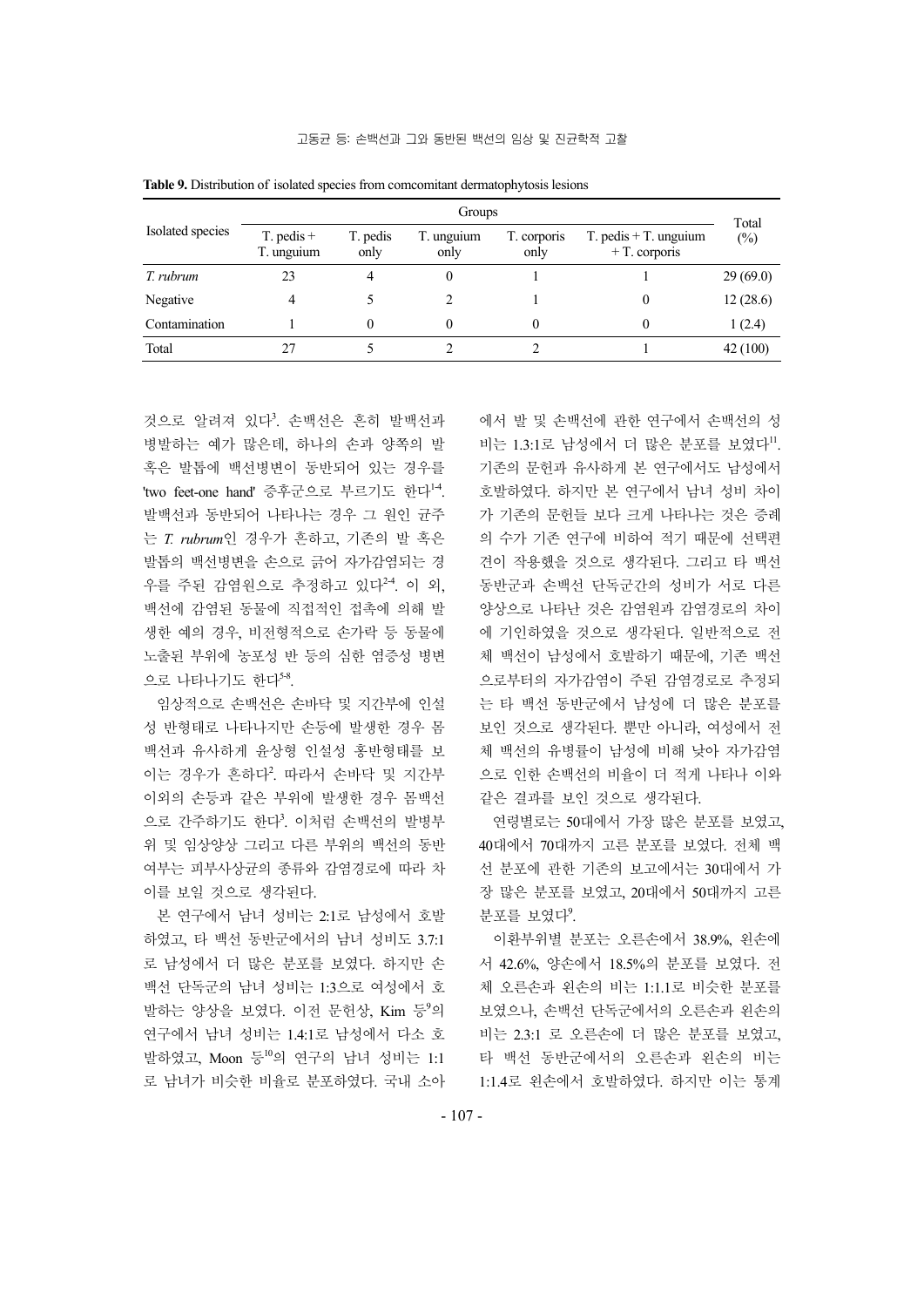**Table 9.** Distribution of isolated species from comcomitant dermatophytosis lesions

| Isolated species | Groups | | | | | Total (%) |
|---|---|---|---|---|---|---|
| | T. pedis + T. unguium | T. pedis only | T. unguium only | T. corporis only | T. pedis + T. unguium + T. corporis | |
| *T. rubrum* | 23 | 4 | 0 | 1 | 1 | 29 (69.0) |
| Negative | 4 | 5 | 2 | 1 | 0 | 12 (28.6) |
| Contamination | 1 | 0 | 0 | 0 | 0 | 1 (2.4) |
| Total | 27 | 5 | 2 | 2 | 1 | 42 (100) |

것으로 알려져 있다[3]. 손백선은 흔히 발백선과 병발하는 예가 많은데, 하나의 손과 양쪽의 발 혹은 발톱에 백선병변이 동반되어 있는 경우를 'two feet-one hand' 증후군으로 부르기도 한다[1-4]. 발백선과 동반되어 나타나는 경우 그 원인 균주는 *T. rubrum*인 경우가 흔하고, 기존의 발 혹은 발톱의 백선병변을 손으로 긁어 자가감염되는 경우를 주된 감염원으로 추정하고 있다[2-4]. 이 외, 백선에 감염된 동물에 직접적인 접촉에 의해 발생한 예의 경우, 비전형적으로 손가락 등 동물에 노출된 부위에 농포성 반 등의 심한 염증성 병변으로 나타나기도 한다[5-8].

임상적으로 손백선은 손바닥 및 지간부에 인설성 반형태로 나타나지만 손등에 발생한 경우 몸백선과 유사하게 윤상형 인설성 홍반형태를 보이는 경우가 흔하다[2]. 따라서 손바닥 및 지간부 이외의 손등과 같은 부위에 발생한 경우 몸백선으로 간주하기도 한다[3]. 이처럼 손백선의 발병부위 및 임상양상 그리고 다른 부위의 백선의 동반 여부는 피부사상균의 종류와 감염경로에 따라 차이를 보일 것으로 생각된다.

본 연구에서 남녀 성비는 2:1로 남성에서 호발하였고, 타 백선 동반군에서의 남녀 성비도 3.7:1로 남성에서 더 많은 분포를 보였다. 하지만 손백선 단독군의 남녀 성비는 1:3으로 여성에서 호발하는 양상을 보였다. 이전 문헌상, Kim 등[9]의 연구에서 남녀 성비는 1.4:1로 남성에서 다소 호발하였고, Moon 등[10]의 연구의 남녀 성비는 1:1로 남녀가 비슷한 비율로 분포하였다. 국내 소아에서 발 및 손백선에 관한 연구에서 손백선의 성비는 1.3:1로 남성에서 더 많은 분포를 보였다[11]. 기존의 문헌과 유사하게 본 연구에서도 남성에서 호발하였다. 하지만 본 연구에서 남녀 성비 차이가 기존의 문헌들 보다 크게 나타나는 것은 증례의 수가 기존 연구에 비하여 적기 때문에 선택편견이 작용했을 것으로 생각된다. 그리고 타 백선 동반군과 손백선 단독군간의 성비가 서로 다른 양상으로 나타난 것은 감염원과 감염경로의 차이에 기인하였을 것으로 생각된다. 일반적으로 전체 백선이 남성에서 호발하기 때문에, 기존 백선으로부터의 자가감염이 주된 감염경로로 추정되는 타 백선 동반군에서 남성에 더 많은 분포를 보인 것으로 생각된다. 뿐만 아니라, 여성에서 전체 백선의 유병률이 남성에 비해 낮아 자가감염으로 인한 손백선의 비율이 더 적게 나타나 이와 같은 결과를 보인 것으로 생각된다.

연령별로는 50대에서 가장 많은 분포를 보였고, 40대에서 70대까지 고른 분포를 보였다. 전체 백선 분포에 관한 기존의 보고에서는 30대에서 가장 많은 분포를 보였고, 20대에서 50대까지 고른 분포를 보였다[9].

이환부위별 분포는 오른손에서 38.9%, 왼손에서 42.6%, 양손에서 18.5%의 분포를 보였다. 전체 오른손과 왼손의 비는 1:1.1로 비슷한 분포를 보였으나, 손백선 단독군에서의 오른손과 왼손의 비는 2.3:1 로 오른손에 더 많은 분포를 보였고, 타 백선 동반군에서의 오른손과 왼손의 비는 1:1.4로 왼손에서 호발하였다. 하지만 이는 통계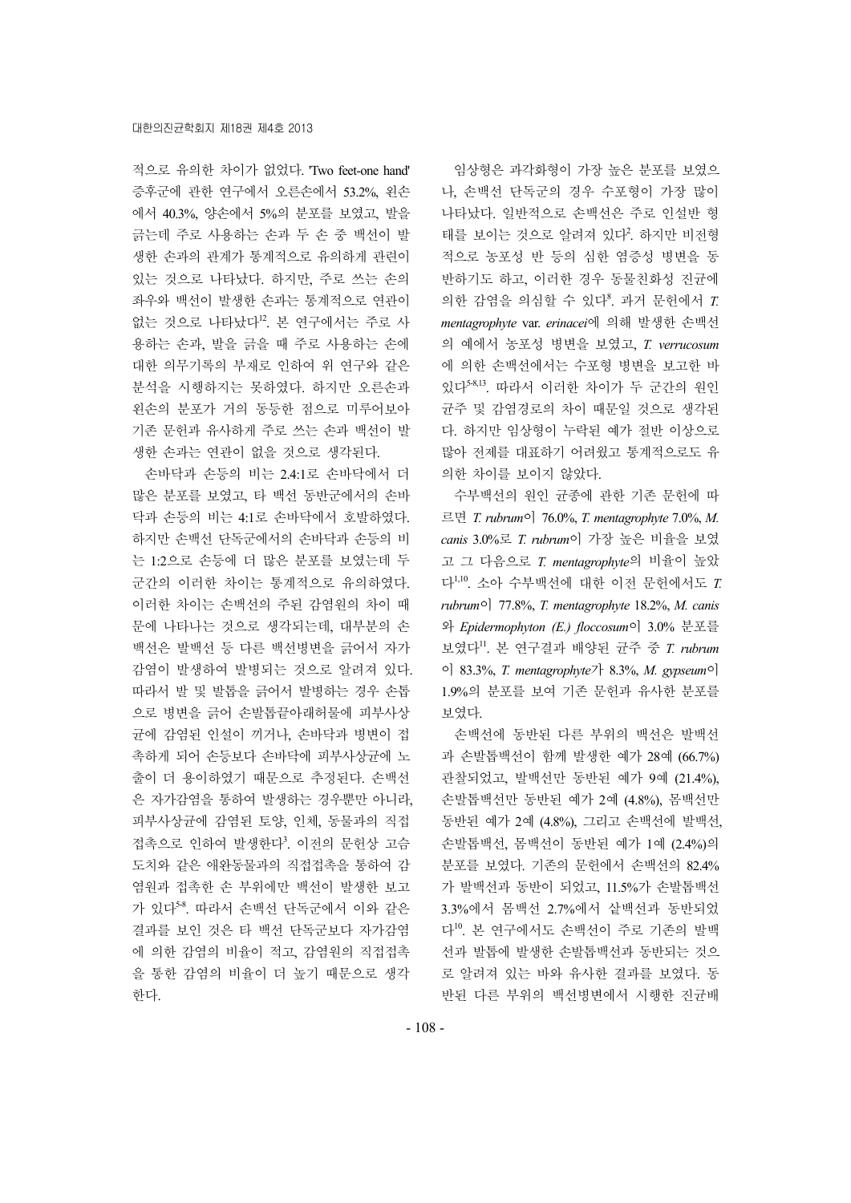적으로 유의한 차이가 없었다. 'Two feet-one hand' 증후군에 관한 연구에서 오른손에서 53.2%, 왼손에서 40.3%, 양손에서 5%의 분포를 보였고, 발을 긁는데 주로 사용하는 손과 두 손 중 백선이 발생한 손과의 관계가 통계적으로 유의하게 관련이 있는 것으로 나타났다. 하지만, 주로 쓰는 손의 좌우와 백선이 발생한 손과는 통계적으로 연관이 없는 것으로 나타났다[12]. 본 연구에서는 주로 사용하는 손과, 발을 긁을 때 주로 사용하는 손에 대한 의무기록의 부재로 인하여 위 연구와 같은 분석을 시행하지는 못하였다. 하지만 오른손과 왼손의 분포가 거의 동등한 점으로 미루어보아 기존 문헌과 유사하게 주로 쓰는 손과 백선이 발생한 손과는 연관이 없을 것으로 생각된다.

손바닥과 손등의 비는 2.4:1로 손바닥에서 더 많은 분포를 보였고, 타 백선 동반군에서의 손바닥과 손등의 비는 4:1로 손바닥에서 호발하였다. 하지만 손백선 단독군에서의 손바닥과 손등의 비는 1:2으로 손등에 더 많은 분포를 보였는데 두 군간의 이러한 차이는 통계적으로 유의하였다. 이러한 차이는 손백선의 주된 감염원의 차이 때문에 나타나는 것으로 생각되는데, 대부분의 손백선은 발백선 등 다른 백선병변을 긁어서 자가감염이 발생하여 발병되는 것으로 알려져 있다. 따라서 발 및 발톱을 긁어서 발병하는 경우 손톱으로 병변을 긁어 손발톱끝아래허물에 피부사상균에 감염된 인설이 끼거나, 손바닥과 병변이 접촉하게 되어 손등보다 손바닥에 피부사상균에 노출이 더 용이하였기 때문으로 추정된다. 손백선은 자가감염을 통하여 발생하는 경우뿐만 아니라, 피부사상균에 감염된 토양, 인체, 동물과의 직접접촉으로 인하여 발생한다[3]. 이전의 문헌상 고슴도치와 같은 애완동물과의 직접접촉을 통하여 감염원과 접촉한 손 부위에만 백선이 발생한 보고가 있다[5-8]. 따라서 손백선 단독군에서 이와 같은 결과를 보인 것은 타 백선 단독군보다 자가감염에 의한 감염의 비율이 적고, 감염원의 직접접촉을 통한 감염의 비율이 더 높기 때문으로 생각한다.

임상형은 과각화형이 가장 높은 분포를 보였으나, 손백선 단독군의 경우 수포형이 가장 많이 나타났다. 일반적으로 손백선은 주로 인설반 형태를 보이는 것으로 알려져 있다[2]. 하지만 비전형적으로 농포성 반 등의 심한 염증성 병변을 동반하기도 하고, 이러한 경우 동물친화성 진균에 의한 감염을 의심할 수 있다[8]. 과거 문헌에서 *T. mentagrophyte* var. *erinacei*에 의해 발생한 손백선의 예에서 농포성 병변을 보였고, *T. verrucosum*에 의한 손백선에서는 수포형 병변을 보고한 바 있다[5-8,13]. 따라서 이러한 차이가 두 군간의 원인균주 및 감염경로의 차이 때문일 것으로 생각된다. 하지만 임상형이 누락된 예가 절반 이상으로 많아 전체를 대표하기 어려웠고 통계적으로도 유의한 차이를 보이지 않았다.

수부백선의 원인 균종에 관한 기존 문헌에 따르면 *T. rubrum*이 76.0%, *T. mentagrophyte* 7.0%, *M. canis* 3.0%로 *T. rubrum*이 가장 높은 비율을 보였고 그 다음으로 *T. mentagrophyte*의 비율이 높았다[1,10]. 소아 수부백선에 대한 이전 문헌에서도 *T. rubrum*이 77.8%, *T. mentagrophyte* 18.2%, *M. canis*와 *Epidermophyton (E.) floccosum*이 3.0% 분포를 보였다[11]. 본 연구결과 배양된 균주 중 *T. rubrum*이 83.3%, *T. mentagrophyte*가 8.3%, *M. gypseum*이 1.9%의 분포를 보여 기존 문헌과 유사한 분포를 보였다.

손백선에 동반된 다른 부위의 백선은 발백선과 손발톱백선이 함께 발생한 예가 28예 (66.7%) 관찰되었고, 발백선만 동반된 예가 9예 (21.4%), 손발톱백선만 동반된 예가 2예 (4.8%), 몸백선만 동반된 예가 2예 (4.8%), 그리고 손백선에 발백선, 손발톱백선, 몸백선이 동반된 예가 1예 (2.4%)의 분포를 보였다. 기존의 문헌에서 손백선의 82.4%가 발백선과 동반이 되었고, 11.5%가 손발톱백선 3.3%에서 몸백선 2.7%에서 샅백선과 동반되었다[10]. 본 연구에서도 손백선이 주로 기존의 발백선과 발톱에 발생한 손발톱백선과 동반되는 것으로 알려져 있는 바와 유사한 결과를 보였다. 동반된 다른 부위의 백선병변에서 시행한 진균배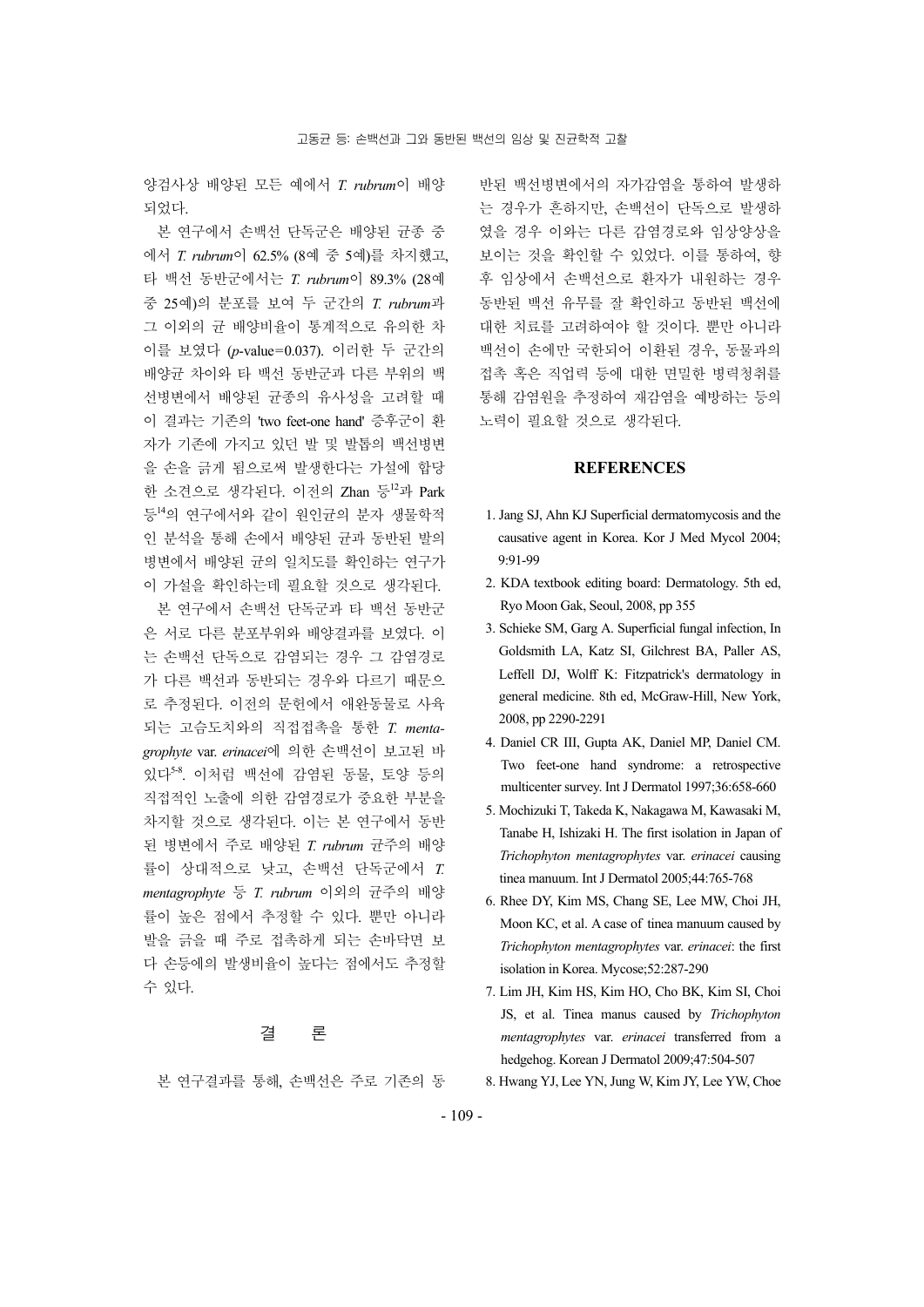양검사상 배양된 모든 예에서 *T. rubrum*이 배양되었다.

본 연구에서 손백선 단독군은 배양된 균종 중에서 *T. rubrum*이 62.5% (8예 중 5예)를 차지했고, 타 백선 동반군에서는 *T. rubrum*이 89.3% (28예 중 25예)의 분포를 보여 두 군간의 *T. rubrum*과 그 이외의 균 배양비율이 통계적으로 유의한 차이를 보였다 ($p$-value=0.037). 이러한 두 군간의 배양균 차이와 타 백선 동반군과 다른 부위의 백선병변에서 배양된 균종의 유사성을 고려할 때 이 결과는 기존의 'two feet-one hand' 증후군이 환자가 기존에 가지고 있던 발 및 발톱의 백선병변을 손을 긁게 됨으로써 발생한다는 가설에 합당한 소견으로 생각된다. 이전의 Zhan 등[12]과 Park 등[14]의 연구에서와 같이 원인균의 분자 생물학적인 분석을 통해 손에서 배양된 균과 동반된 발의 병변에서 배양된 균의 일치도를 확인하는 연구가 이 가설을 확인하는데 필요할 것으로 생각된다.

본 연구에서 손백선 단독군과 타 백선 동반군은 서로 다른 분포부위와 배양결과를 보였다. 이는 손백선 단독으로 감염되는 경우 그 감염경로가 다른 백선과 동반되는 경우와 다르기 때문으로 추정된다. 이전의 문헌에서 애완동물로 사육되는 고슴도치와의 직접접촉을 통한 *T. mentagrophyte* var. *erinacei*에 의한 손백선이 보고된 바 있다[5-8]. 이처럼 백선에 감염된 동물, 토양 등의 직접적인 노출에 의한 감염경로가 중요한 부분을 차지할 것으로 생각된다. 이는 본 연구에서 동반된 병변에서 주로 배양된 *T. rubrum* 균주의 배양률이 상대적으로 낮고, 손백선 단독군에서 *T. mentagrophyte* 등 *T. rubrum* 이외의 균주의 배양률이 높은 점에서 추정할 수 있다. 뿐만 아니라 발을 긁을 때 주로 접촉하게 되는 손바닥면 보다 손등에의 발생비율이 높다는 점에서도 추정할 수 있다.

## 결 론

본 연구결과를 통해, 손백선은 주로 기존의 동반된 백선병변에서의 자가감염을 통하여 발생하는 경우가 흔하지만, 손백선이 단독으로 발생하였을 경우 이와는 다른 감염경로와 임상양상을 보이는 것을 확인할 수 있었다. 이를 통하여, 향후 임상에서 손백선으로 환자가 내원하는 경우 동반된 백선 유무를 잘 확인하고 동반된 백선에 대한 치료를 고려하여야 할 것이다. 뿐만 아니라 백선이 손에만 국한되어 이환된 경우, 동물과의 접촉 혹은 직업력 등에 대한 면밀한 병력청취를 통해 감염원을 추정하여 재감염을 예방하는 등의 노력이 필요할 것으로 생각된다.

## REFERENCES

1. Jang SJ, Ahn KJ Superficial dermatomycosis and the causative agent in Korea. Kor J Med Mycol 2004; 9:91-99
2. KDA textbook editing board: Dermatology. 5th ed, Ryo Moon Gak, Seoul, 2008, pp 355
3. Schieke SM, Garg A. Superficial fungal infection, In Goldsmith LA, Katz SI, Gilchrest BA, Paller AS, Leffell DJ, Wolff K: Fitzpatrick's dermatology in general medicine. 8th ed, McGraw-Hill, New York, 2008, pp 2290-2291
4. Daniel CR III, Gupta AK, Daniel MP, Daniel CM. Two feet-one hand syndrome: a retrospective multicenter survey. Int J Dermatol 1997;36:658-660
5. Mochizuki T, Takeda K, Nakagawa M, Kawasaki M, Tanabe H, Ishizaki H. The first isolation in Japan of *Trichophyton mentagrophytes* var. *erinacei* causing tinea manuum. Int J Dermatol 2005;44:765-768
6. Rhee DY, Kim MS, Chang SE, Lee MW, Choi JH, Moon KC, et al. A case of tinea manuum caused by *Trichophyton mentagrophytes* var. *erinacei*: the first isolation in Korea. Mycose;52:287-290
7. Lim JH, Kim HS, Kim HO, Cho BK, Kim SI, Choi JS, et al. Tinea manus caused by *Trichophyton mentagrophytes* var. *erinacei* transferred from a hedgehog. Korean J Dermatol 2009;47:504-507
8. Hwang YJ, Lee YN, Jung W, Kim JY, Lee YW, Choe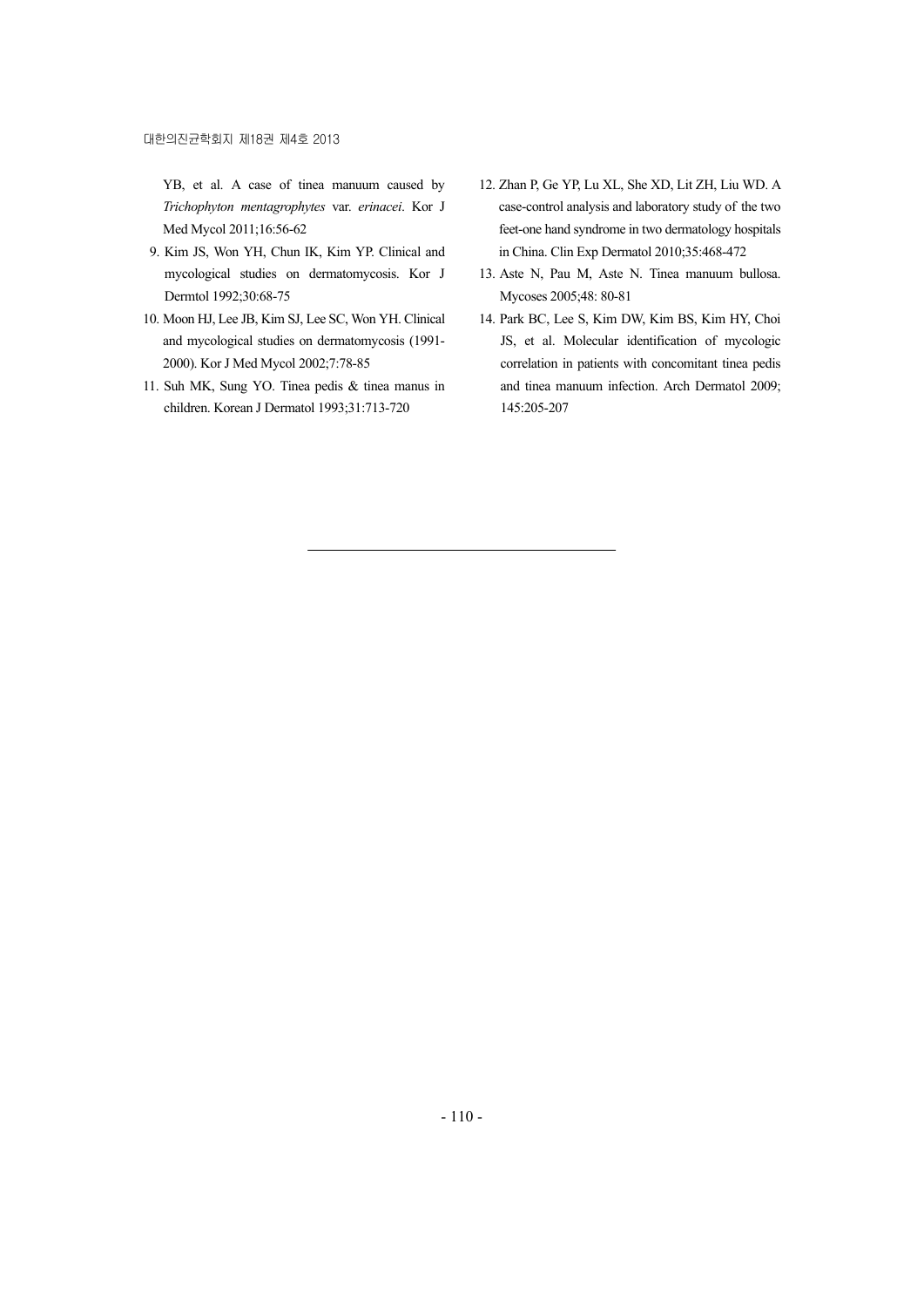YB, et al. A case of tinea manuum caused by *Trichophyton mentagrophytes* var. *erinacei*. Kor J Med Mycol 2011;16:56-62

9. Kim JS, Won YH, Chun IK, Kim YP. Clinical and mycological studies on dermatomycosis. Kor J Dermtol 1992;30:68-75
10. Moon HJ, Lee JB, Kim SJ, Lee SC, Won YH. Clinical and mycological studies on dermatomycosis (1991-2000). Kor J Med Mycol 2002;7:78-85
11. Suh MK, Sung YO. Tinea pedis & tinea manus in children. Korean J Dermatol 1993;31:713-720
12. Zhan P, Ge YP, Lu XL, She XD, Lit ZH, Liu WD. A case-control analysis and laboratory study of the two feet-one hand syndrome in two dermatology hospitals in China. Clin Exp Dermatol 2010;35:468-472
13. Aste N, Pau M, Aste N. Tinea manuum bullosa. Mycoses 2005;48: 80-81
14. Park BC, Lee S, Kim DW, Kim BS, Kim HY, Choi JS, et al. Molecular identification of mycologic correlation in patients with concomitant tinea pedis and tinea manuum infection. Arch Dermatol 2009; 145:205-207